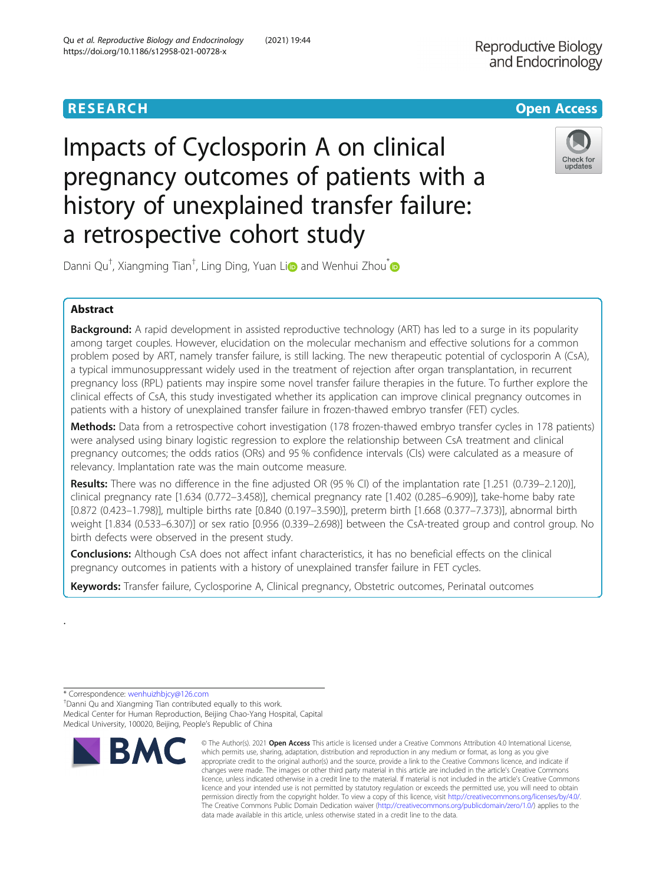**RESEARCH** **Open Access**

# Impacts of Cyclosporin A on clinical pregnancy outcomes of patients with a history of unexplained transfer failure: a retrospective cohort study

Danni Qu†, Xiangming Tian†, Ling Ding, Yuan Li and Wenhui Zhou*

## Abstract

**Background:** A rapid development in assisted reproductive technology (ART) has led to a surge in its popularity among target couples. However, elucidation on the molecular mechanism and effective solutions for a common problem posed by ART, namely transfer failure, is still lacking. The new therapeutic potential of cyclosporin A (CsA), a typical immunosuppressant widely used in the treatment of rejection after organ transplantation, in recurrent pregnancy loss (RPL) patients may inspire some novel transfer failure therapies in the future. To further explore the clinical effects of CsA, this study investigated whether its application can improve clinical pregnancy outcomes in patients with a history of unexplained transfer failure in frozen-thawed embryo transfer (FET) cycles.

**Methods:** Data from a retrospective cohort investigation (178 frozen-thawed embryo transfer cycles in 178 patients) were analysed using binary logistic regression to explore the relationship between CsA treatment and clinical pregnancy outcomes; the odds ratios (ORs) and 95 % confidence intervals (CIs) were calculated as a measure of relevancy. Implantation rate was the main outcome measure.

**Results:** There was no difference in the fine adjusted OR (95 % CI) of the implantation rate [1.251 (0.739–2.120)], clinical pregnancy rate [1.634 (0.772–3.458)], chemical pregnancy rate [1.402 (0.285–6.909)], take-home baby rate [0.872 (0.423–1.798)], multiple births rate [0.840 (0.197–3.590)], preterm birth [1.668 (0.377–7.373)], abnormal birth weight [1.834 (0.533–6.307)] or sex ratio [0.956 (0.339–2.698)] between the CsA-treated group and control group. No birth defects were observed in the present study.

**Conclusions:** Although CsA does not affect infant characteristics, it has no beneficial effects on the clinical pregnancy outcomes in patients with a history of unexplained transfer failure in FET cycles.

**Keywords:** Transfer failure, Cyclosporine A, Clinical pregnancy, Obstetric outcomes, Perinatal outcomes

.

---

\* Correspondence: wenhuizhbjcy@126.com

†Danni Qu and Xiangming Tian contributed equally to this work.

Medical Center for Human Reproduction, Beijing Chao-Yang Hospital, Capital Medical University, 100020, Beijing, People's Republic of China

© The Author(s). 2021 **Open Access** This article is licensed under a Creative Commons Attribution 4.0 International License, which permits use, sharing, adaptation, distribution and reproduction in any medium or format, as long as you give appropriate credit to the original author(s) and the source, provide a link to the Creative Commons licence, and indicate if changes were made. The images or other third party material in this article are included in the article's Creative Commons licence, unless indicated otherwise in a credit line to the material. If material is not included in the article's Creative Commons licence and your intended use is not permitted by statutory regulation or exceeds the permitted use, you will need to obtain permission directly from the copyright holder. To view a copy of this licence, visit http://creativecommons.org/licenses/by/4.0/. The Creative Commons Public Domain Dedication waiver (http://creativecommons.org/publicdomain/zero/1.0/) applies to the data made available in this article, unless otherwise stated in a credit line to the data.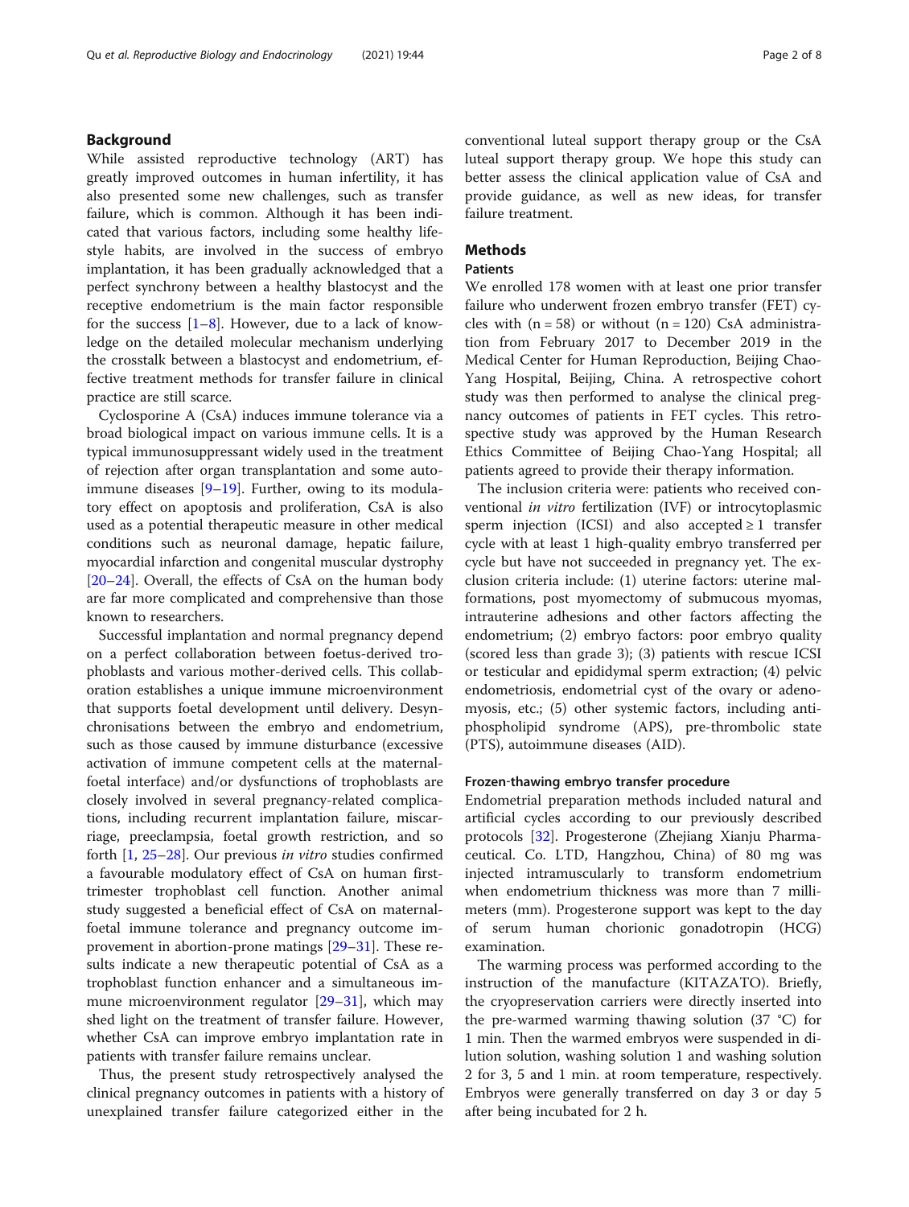## Background

While assisted reproductive technology (ART) has greatly improved outcomes in human infertility, it has also presented some new challenges, such as transfer failure, which is common. Although it has been indicated that various factors, including some healthy lifestyle habits, are involved in the success of embryo implantation, it has been gradually acknowledged that a perfect synchrony between a healthy blastocyst and the receptive endometrium is the main factor responsible for the success [1–8]. However, due to a lack of knowledge on the detailed molecular mechanism underlying the crosstalk between a blastocyst and endometrium, effective treatment methods for transfer failure in clinical practice are still scarce.

Cyclosporine A (CsA) induces immune tolerance via a broad biological impact on various immune cells. It is a typical immunosuppressant widely used in the treatment of rejection after organ transplantation and some autoimmune diseases [9–19]. Further, owing to its modulatory effect on apoptosis and proliferation, CsA is also used as a potential therapeutic measure in other medical conditions such as neuronal damage, hepatic failure, myocardial infarction and congenital muscular dystrophy [20–24]. Overall, the effects of CsA on the human body are far more complicated and comprehensive than those known to researchers.

Successful implantation and normal pregnancy depend on a perfect collaboration between foetus-derived trophoblasts and various mother-derived cells. This collaboration establishes a unique immune microenvironment that supports foetal development until delivery. Desynchronisations between the embryo and endometrium, such as those caused by immune disturbance (excessive activation of immune competent cells at the maternal-foetal interface) and/or dysfunctions of trophoblasts are closely involved in several pregnancy-related complications, including recurrent implantation failure, miscarriage, preeclampsia, foetal growth restriction, and so forth [1, 25–28]. Our previous *in vitro* studies confirmed a favourable modulatory effect of CsA on human first-trimester trophoblast cell function. Another animal study suggested a beneficial effect of CsA on maternal-foetal immune tolerance and pregnancy outcome improvement in abortion-prone matings [29–31]. These results indicate a new therapeutic potential of CsA as a trophoblast function enhancer and a simultaneous immune microenvironment regulator [29–31], which may shed light on the treatment of transfer failure. However, whether CsA can improve embryo implantation rate in patients with transfer failure remains unclear.

Thus, the present study retrospectively analysed the clinical pregnancy outcomes in patients with a history of unexplained transfer failure categorized either in the conventional luteal support therapy group or the CsA luteal support therapy group. We hope this study can better assess the clinical application value of CsA and provide guidance, as well as new ideas, for transfer failure treatment.

## Methods

### Patients

We enrolled 178 women with at least one prior transfer failure who underwent frozen embryo transfer (FET) cycles with (n = 58) or without (n = 120) CsA administration from February 2017 to December 2019 in the Medical Center for Human Reproduction, Beijing Chao-Yang Hospital, Beijing, China. A retrospective cohort study was then performed to analyse the clinical pregnancy outcomes of patients in FET cycles. This retrospective study was approved by the Human Research Ethics Committee of Beijing Chao-Yang Hospital; all patients agreed to provide their therapy information.

The inclusion criteria were: patients who received conventional *in vitro* fertilization (IVF) or introcytoplasmic sperm injection (ICSI) and also accepted ≥ 1 transfer cycle with at least 1 high-quality embryo transferred per cycle but have not succeeded in pregnancy yet. The exclusion criteria include: (1) uterine factors: uterine malformations, post myomectomy of submucous myomas, intrauterine adhesions and other factors affecting the endometrium; (2) embryo factors: poor embryo quality (scored less than grade 3); (3) patients with rescue ICSI or testicular and epididymal sperm extraction; (4) pelvic endometriosis, endometrial cyst of the ovary or adenomyosis, etc.; (5) other systemic factors, including antiphospholipid syndrome (APS), pre-thrombolic state (PTS), autoimmune diseases (AID).

### Frozen-thawing embryo transfer procedure

Endometrial preparation methods included natural and artificial cycles according to our previously described protocols [32]. Progesterone (Zhejiang Xianju Pharmaceutical. Co. LTD, Hangzhou, China) of 80 mg was injected intramuscularly to transform endometrium when endometrium thickness was more than 7 millimeters (mm). Progesterone support was kept to the day of serum human chorionic gonadotropin (HCG) examination.

The warming process was performed according to the instruction of the manufacture (KITAZATO). Briefly, the cryopreservation carriers were directly inserted into the pre-warmed warming thawing solution (37 °C) for 1 min. Then the warmed embryos were suspended in dilution solution, washing solution 1 and washing solution 2 for 3, 5 and 1 min. at room temperature, respectively. Embryos were generally transferred on day 3 or day 5 after being incubated for 2 h.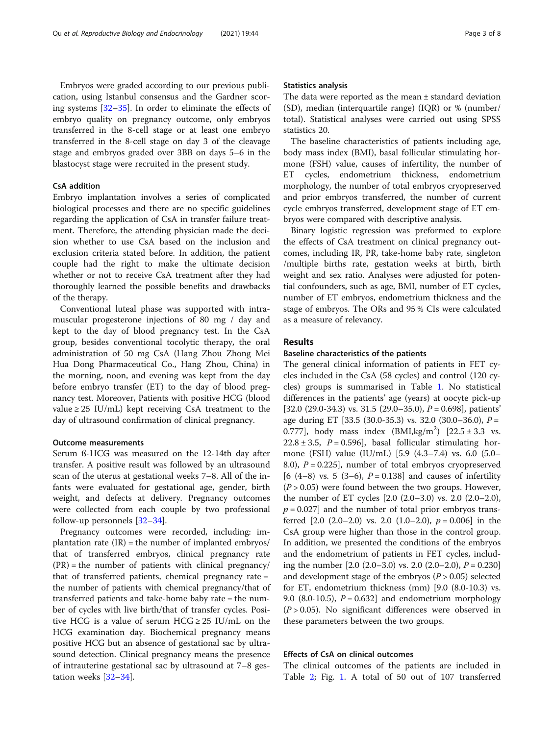Embryos were graded according to our previous publication, using Istanbul consensus and the Gardner scoring systems [32–35]. In order to eliminate the effects of embryo quality on pregnancy outcome, only embryos transferred in the 8-cell stage or at least one embryo transferred in the 8-cell stage on day 3 of the cleavage stage and embryos graded over 3BB on days 5–6 in the blastocyst stage were recruited in the present study.

### CsA addition

Embryo implantation involves a series of complicated biological processes and there are no specific guidelines regarding the application of CsA in transfer failure treatment. Therefore, the attending physician made the decision whether to use CsA based on the inclusion and exclusion criteria stated before. In addition, the patient couple had the right to make the ultimate decision whether or not to receive CsA treatment after they had thoroughly learned the possible benefits and drawbacks of the therapy.

Conventional luteal phase was supported with intramuscular progesterone injections of 80 mg / day and kept to the day of blood pregnancy test. In the CsA group, besides conventional tocolytic therapy, the oral administration of 50 mg CsA (Hang Zhou Zhong Mei Hua Dong Pharmaceutical Co., Hang Zhou, China) in the morning, noon, and evening was kept from the day before embryo transfer (ET) to the day of blood pregnancy test. Moreover, Patients with positive HCG (blood value ≥ 25 IU/mL) kept receiving CsA treatment to the day of ultrasound confirmation of clinical pregnancy.

### Outcome measurements

Serum ß-HCG was measured on the 12-14th day after transfer. A positive result was followed by an ultrasound scan of the uterus at gestational weeks 7–8. All of the infants were evaluated for gestational age, gender, birth weight, and defects at delivery. Pregnancy outcomes were collected from each couple by two professional follow-up personnels [32–34].

Pregnancy outcomes were recorded, including: implantation rate (IR) = the number of implanted embryos/ that of transferred embryos, clinical pregnancy rate (PR) = the number of patients with clinical pregnancy/ that of transferred patients, chemical pregnancy rate = the number of patients with chemical pregnancy/that of transferred patients and take-home baby rate = the number of cycles with live birth/that of transfer cycles. Positive HCG is a value of serum HCG ≥ 25 IU/mL on the HCG examination day. Biochemical pregnancy means positive HCG but an absence of gestational sac by ultrasound detection. Clinical pregnancy means the presence of intrauterine gestational sac by ultrasound at 7–8 gestation weeks [32–34].

### Statistics analysis

The data were reported as the mean ± standard deviation (SD), median (interquartile range) (IQR) or % (number/ total). Statistical analyses were carried out using SPSS statistics 20.

The baseline characteristics of patients including age, body mass index (BMI), basal follicular stimulating hormone (FSH) value, causes of infertility, the number of ET cycles, endometrium thickness, endometrium morphology, the number of total embryos cryopreserved and prior embryos transferred, the number of current cycle embryos transferred, development stage of ET embryos were compared with descriptive analysis.

Binary logistic regression was preformed to explore the effects of CsA treatment on clinical pregnancy outcomes, including IR, PR, take-home baby rate, singleton /multiple births rate, gestation weeks at birth, birth weight and sex ratio. Analyses were adjusted for potential confounders, such as age, BMI, number of ET cycles, number of ET embryos, endometrium thickness and the stage of embryos. The ORs and 95 % CIs were calculated as a measure of relevancy.

## Results

### Baseline characteristics of the patients

The general clinical information of patients in FET cycles included in the CsA (58 cycles) and control (120 cycles) groups is summarised in Table 1. No statistical differences in the patients' age (years) at oocyte pick-up [32.0 (29.0-34.3) vs. 31.5 (29.0–35.0), $P = 0.698$], patients' age during ET [33.5 (30.0-35.3) vs. 32.0 (30.0–36.0), $P = 0.777$], body mass index (BMI, $kg/m^2$) [22.5 ± 3.3 vs. 22.8 ± 3.5, $P = 0.596$], basal follicular stimulating hormone (FSH) value (IU/mL) [5.9 (4.3–7.4) vs. 6.0 (5.0–8.0), $P = 0.225$], number of total embryos cryopreserved [6 (4–8) vs. 5 (3–6), $P = 0.138$] and causes of infertility ($P > 0.05$) were found between the two groups. However, the number of ET cycles [2.0 (2.0–3.0) vs. 2.0 (2.0–2.0), $p = 0.027$] and the number of total prior embryos transferred [2.0 (2.0–2.0) vs. 2.0 (1.0–2.0), $p = 0.006$] in the CsA group were higher than those in the control group. In addition, we presented the conditions of the embryos and the endometrium of patients in FET cycles, including the number [2.0 (2.0–3.0) vs. 2.0 (2.0–2.0), $P = 0.230$] and development stage of the embryos ($P > 0.05$) selected for ET, endometrium thickness (mm) [9.0 (8.0-10.3) vs. 9.0 (8.0-10.5), $P = 0.632$] and endometrium morphology ($P > 0.05$). No significant differences were observed in these parameters between the two groups.

### Effects of CsA on clinical outcomes

The clinical outcomes of the patients are included in Table 2; Fig. 1. A total of 50 out of 107 transferred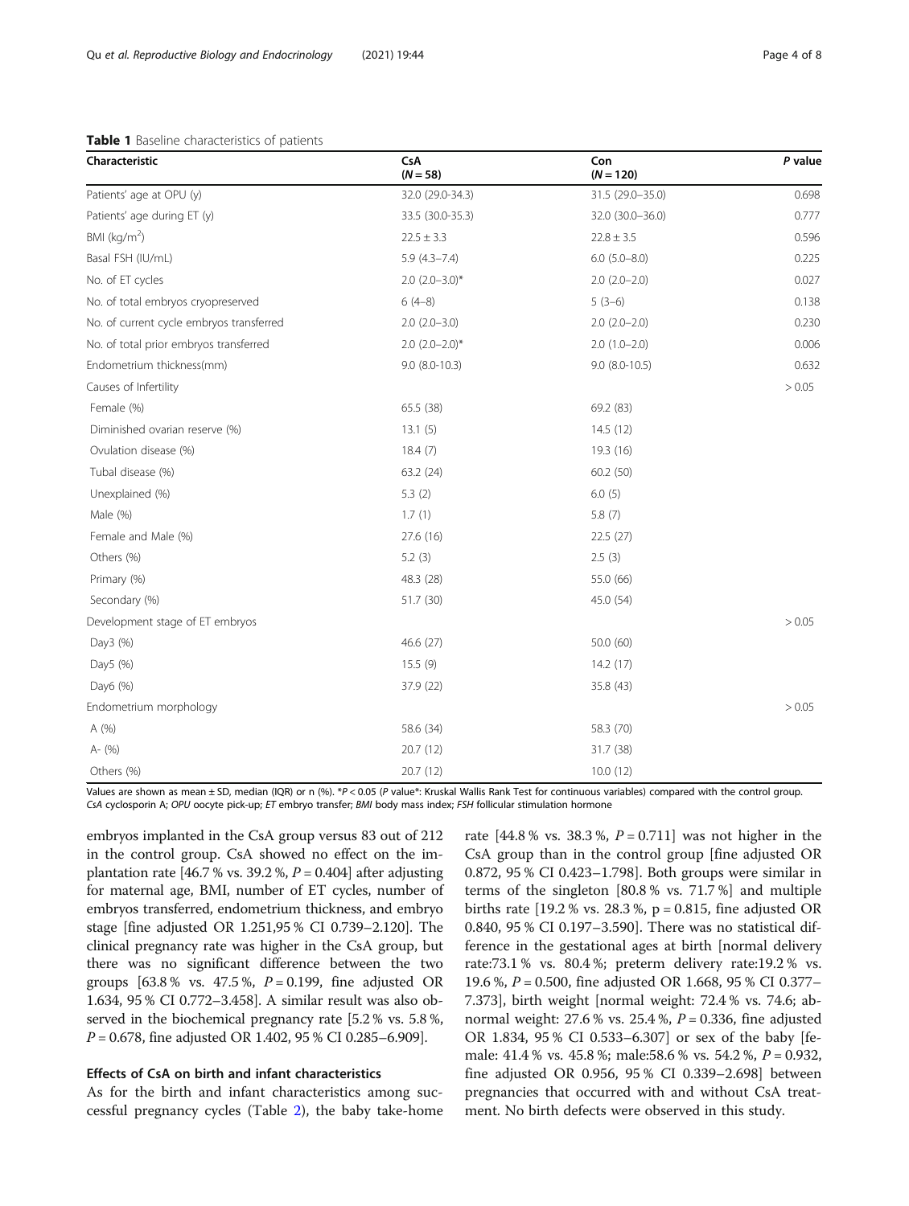**Table 1** Baseline characteristics of patients

| Characteristic | CsA ($N = 58$) | Con ($N = 120$) | *P* value |
|---|---|---|---|
| Patients' age at OPU (y) | 32.0 (29.0-34.3) | 31.5 (29.0–35.0) | 0.698 |
| Patients' age during ET (y) | 33.5 (30.0-35.3) | 32.0 (30.0–36.0) | 0.777 |
| BMI (kg/m$^2$) | 22.5 ± 3.3 | 22.8 ± 3.5 | 0.596 |
| Basal FSH (IU/mL) | 5.9 (4.3–7.4) | 6.0 (5.0–8.0) | 0.225 |
| No. of ET cycles | 2.0 (2.0–3.0)* | 2.0 (2.0–2.0) | 0.027 |
| No. of total embryos cryopreserved | 6 (4–8) | 5 (3–6) | 0.138 |
| No. of current cycle embryos transferred | 2.0 (2.0–3.0) | 2.0 (2.0–2.0) | 0.230 |
| No. of total prior embryos transferred | 2.0 (2.0–2.0)* | 2.0 (1.0–2.0) | 0.006 |
| Endometrium thickness(mm) | 9.0 (8.0-10.3) | 9.0 (8.0-10.5) | 0.632 |
| Causes of Infertility | | | > 0.05 |
| Female (%) | 65.5 (38) | 69.2 (83) | |
| Diminished ovarian reserve (%) | 13.1 (5) | 14.5 (12) | |
| Ovulation disease (%) | 18.4 (7) | 19.3 (16) | |
| Tubal disease (%) | 63.2 (24) | 60.2 (50) | |
| Unexplained (%) | 5.3 (2) | 6.0 (5) | |
| Male (%) | 1.7 (1) | 5.8 (7) | |
| Female and Male (%) | 27.6 (16) | 22.5 (27) | |
| Others (%) | 5.2 (3) | 2.5 (3) | |
| Primary (%) | 48.3 (28) | 55.0 (66) | |
| Secondary (%) | 51.7 (30) | 45.0 (54) | |
| Development stage of ET embryos | | | > 0.05 |
| Day3 (%) | 46.6 (27) | 50.0 (60) | |
| Day5 (%) | 15.5 (9) | 14.2 (17) | |
| Day6 (%) | 37.9 (22) | 35.8 (43) | |
| Endometrium morphology | | | > 0.05 |
| A (%) | 58.6 (34) | 58.3 (70) | |
| A- (%) | 20.7 (12) | 31.7 (38) | |
| Others (%) | 20.7 (12) | 10.0 (12) | |

Values are shown as mean ± SD, median (IQR) or n (%). *$P < 0.05$ (*P* value*: Kruskal Wallis Rank Test for continuous variables) compared with the control group. *CsA* cyclosporin A; *OPU* oocyte pick-up; *ET* embryo transfer; *BMI* body mass index; *FSH* follicular stimulation hormone

embryos implanted in the CsA group versus 83 out of 212 in the control group. CsA showed no effect on the implantation rate [46.7 % vs. 39.2 %, $P = 0.404$] after adjusting for maternal age, BMI, number of ET cycles, number of embryos transferred, endometrium thickness, and embryo stage [fine adjusted OR 1.251,95 % CI 0.739–2.120]. The clinical pregnancy rate was higher in the CsA group, but there was no significant difference between the two groups [63.8 % vs. 47.5 %, $P = 0.199$, fine adjusted OR 1.634, 95 % CI 0.772–3.458]. A similar result was also observed in the biochemical pregnancy rate [5.2 % vs. 5.8 %, $P = 0.678$, fine adjusted OR 1.402, 95 % CI 0.285–6.909].

## Effects of CsA on birth and infant characteristics

As for the birth and infant characteristics among successful pregnancy cycles (Table 2), the baby take-home rate [44.8 % vs. 38.3 %, $P = 0.711$] was not higher in the CsA group than in the control group [fine adjusted OR 0.872, 95 % CI 0.423–1.798]. Both groups were similar in terms of the singleton [80.8 % vs. 71.7 %] and multiple births rate [19.2 % vs. 28.3 %, $p = 0.815$, fine adjusted OR 0.840, 95 % CI 0.197–3.590]. There was no statistical difference in the gestational ages at birth [normal delivery rate:73.1 % vs. 80.4 %; preterm delivery rate:19.2 % vs. 19.6 %, $P = 0.500$, fine adjusted OR 1.668, 95 % CI 0.377–7.373], birth weight [normal weight: 72.4 % vs. 74.6; abnormal weight: 27.6 % vs. 25.4 %, $P = 0.336$, fine adjusted OR 1.834, 95 % CI 0.533–6.307] or sex of the baby [female: 41.4 % vs. 45.8 %; male:58.6 % vs. 54.2 %, $P = 0.932$, fine adjusted OR 0.956, 95 % CI 0.339–2.698] between pregnancies that occurred with and without CsA treatment. No birth defects were observed in this study.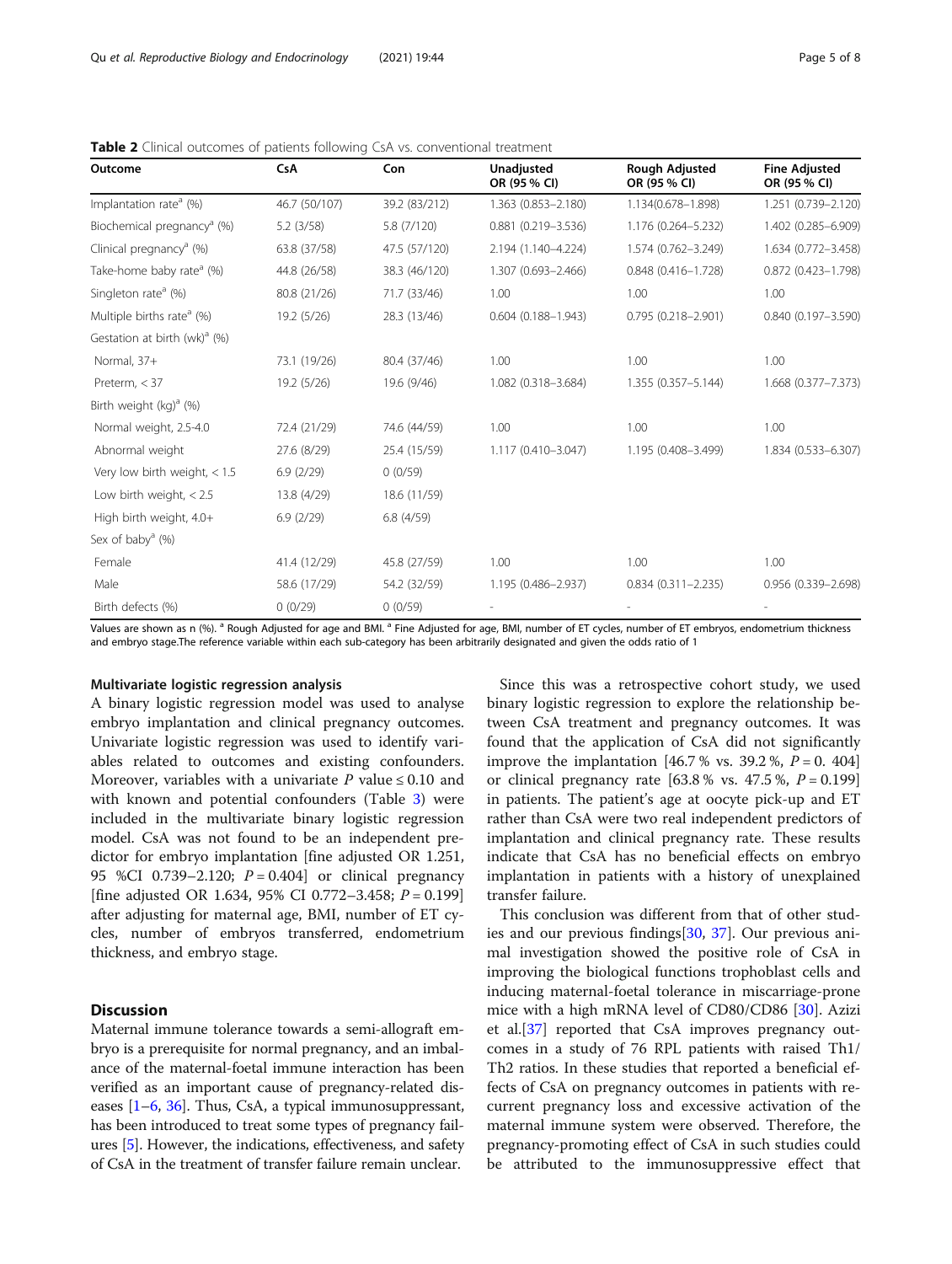**Table 2** Clinical outcomes of patients following CsA vs. conventional treatment

| Outcome | CsA | Con | Unadjusted OR (95 % CI) | Rough Adjusted OR (95 % CI) | Fine Adjusted OR (95 % CI) |
|---|---|---|---|---|---|
| Implantation rate[a] (%) | 46.7 (50/107) | 39.2 (83/212) | 1.363 (0.853–2.180) | 1.134(0.678–1.898) | 1.251 (0.739–2.120) |
| Biochemical pregnancy[a] (%) | 5.2 (3/58) | 5.8 (7/120) | 0.881 (0.219–3.536) | 1.176 (0.264–5.232) | 1.402 (0.285–6.909) |
| Clinical pregnancy[a] (%) | 63.8 (37/58) | 47.5 (57/120) | 2.194 (1.140–4.224) | 1.574 (0.762–3.249) | 1.634 (0.772–3.458) |
| Take-home baby rate[a] (%) | 44.8 (26/58) | 38.3 (46/120) | 1.307 (0.693–2.466) | 0.848 (0.416–1.728) | 0.872 (0.423–1.798) |
| Singleton rate[a] (%) | 80.8 (21/26) | 71.7 (33/46) | 1.00 | 1.00 | 1.00 |
| Multiple births rate[a] (%) | 19.2 (5/26) | 28.3 (13/46) | 0.604 (0.188–1.943) | 0.795 (0.218–2.901) | 0.840 (0.197–3.590) |
| Gestation at birth (wk)[a] (%) | | | | | |
| Normal, 37+ | 73.1 (19/26) | 80.4 (37/46) | 1.00 | 1.00 | 1.00 |
| Preterm, < 37 | 19.2 (5/26) | 19.6 (9/46) | 1.082 (0.318–3.684) | 1.355 (0.357–5.144) | 1.668 (0.377–7.373) |
| Birth weight (kg)[a] (%) | | | | | |
| Normal weight, 2.5-4.0 | 72.4 (21/29) | 74.6 (44/59) | 1.00 | 1.00 | 1.00 |
| Abnormal weight | 27.6 (8/29) | 25.4 (15/59) | 1.117 (0.410–3.047) | 1.195 (0.408–3.499) | 1.834 (0.533–6.307) |
| Very low birth weight, < 1.5 | 6.9 (2/29) | 0 (0/59) | | | |
| Low birth weight, < 2.5 | 13.8 (4/29) | 18.6 (11/59) | | | |
| High birth weight, 4.0+ | 6.9 (2/29) | 6.8 (4/59) | | | |
| Sex of baby[a] (%) | | | | | |
| Female | 41.4 (12/29) | 45.8 (27/59) | 1.00 | 1.00 | 1.00 |
| Male | 58.6 (17/29) | 54.2 (32/59) | 1.195 (0.486–2.937) | 0.834 (0.311–2.235) | 0.956 (0.339–2.698) |
| Birth defects (%) | 0 (0/29) | 0 (0/59) | - | - | - |

Values are shown as n (%). [a] Rough Adjusted for age and BMI. [a] Fine Adjusted for age, BMI, number of ET cycles, number of ET embryos, endometrium thickness and embryo stage.The reference variable within each sub-category has been arbitrarily designated and given the odds ratio of 1

#### Multivariate logistic regression analysis

A binary logistic regression model was used to analyse embryo implantation and clinical pregnancy outcomes. Univariate logistic regression was used to identify variables related to outcomes and existing confounders. Moreover, variables with a univariate $P$ value ≤ 0.10 and with known and potential confounders (Table 3) were included in the multivariate binary logistic regression model. CsA was not found to be an independent predictor for embryo implantation [fine adjusted OR 1.251, 95 %CI 0.739–2.120; $P = 0.404$] or clinical pregnancy [fine adjusted OR 1.634, 95% CI 0.772–3.458; $P = 0.199$] after adjusting for maternal age, BMI, number of ET cycles, number of embryos transferred, endometrium thickness, and embryo stage.

## Discussion

Maternal immune tolerance towards a semi-allograft embryo is a prerequisite for normal pregnancy, and an imbalance of the maternal-foetal immune interaction has been verified as an important cause of pregnancy-related diseases [1–6, 36]. Thus, CsA, a typical immunosuppressant, has been introduced to treat some types of pregnancy failures [5]. However, the indications, effectiveness, and safety of CsA in the treatment of transfer failure remain unclear.

Since this was a retrospective cohort study, we used binary logistic regression to explore the relationship between CsA treatment and pregnancy outcomes. It was found that the application of CsA did not significantly improve the implantation [46.7 % vs. 39.2 %, $P = 0.404$] or clinical pregnancy rate [63.8 % vs. 47.5 %, $P = 0.199$] in patients. The patient's age at oocyte pick-up and ET rather than CsA were two real independent predictors of implantation and clinical pregnancy rate. These results indicate that CsA has no beneficial effects on embryo implantation in patients with a history of unexplained transfer failure.

This conclusion was different from that of other studies and our previous findings[30, 37]. Our previous animal investigation showed the positive role of CsA in improving the biological functions trophoblast cells and inducing maternal-foetal tolerance in miscarriage-prone mice with a high mRNA level of CD80/CD86 [30]. Azizi et al.[37] reported that CsA improves pregnancy outcomes in a study of 76 RPL patients with raised Th1/Th2 ratios. In these studies that reported a beneficial effects of CsA on pregnancy outcomes in patients with recurrent pregnancy loss and excessive activation of the maternal immune system were observed. Therefore, the pregnancy-promoting effect of CsA in such studies could be attributed to the immunosuppressive effect that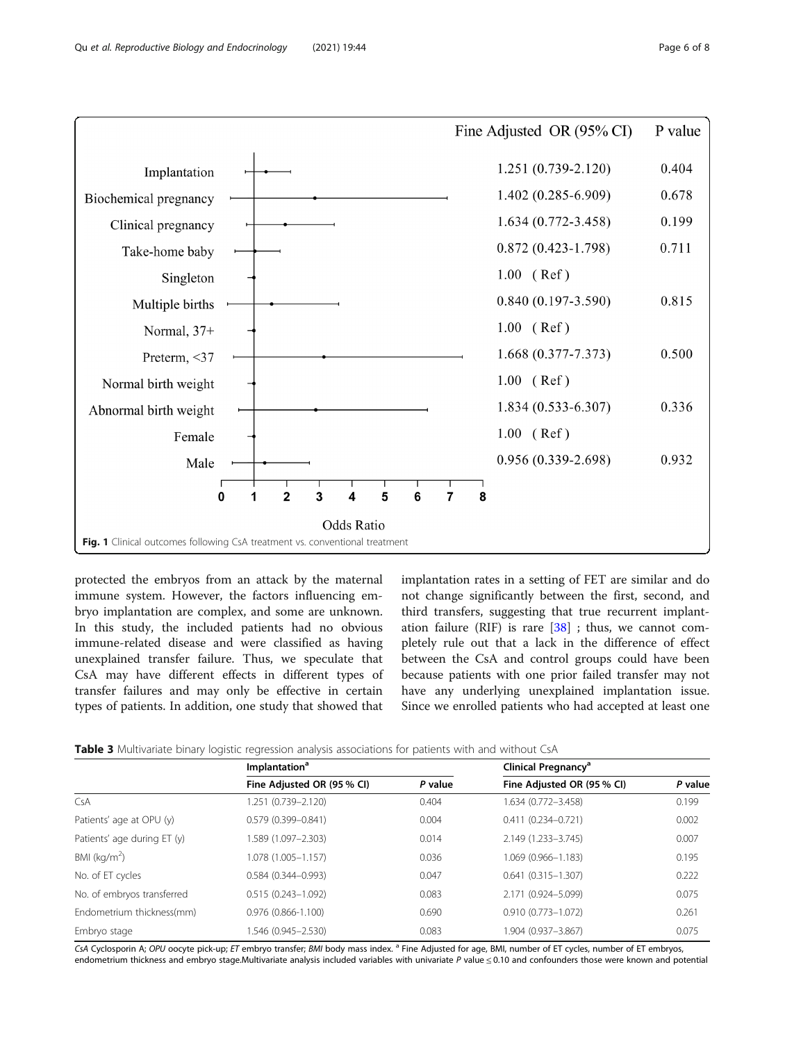| | Fine Adjusted OR (95% CI) | P value |
|---|---|---|
| Implantation | 1.251 (0.739-2.120) | 0.404 |
| Biochemical pregnancy | 1.402 (0.285-6.909) | 0.678 |
| Clinical pregnancy | 1.634 (0.772-3.458) | 0.199 |
| Take-home baby | 0.872 (0.423-1.798) | 0.711 |
| Singleton | 1.00 (Ref) | |
| Multiple births | 0.840 (0.197-3.590) | 0.815 |
| Normal, 37+ | 1.00 (Ref) | |
| Preterm, <37 | 1.668 (0.377-7.373) | 0.500 |
| Normal birth weight | 1.00 (Ref) | |
| Abnormal birth weight | 1.834 (0.533-6.307) | 0.336 |
| Female | 1.00 (Ref) | |
| Male | 0.956 (0.339-2.698) | 0.932 |

**Fig. 1** Clinical outcomes following CsA treatment vs. conventional treatment

protected the embryos from an attack by the maternal immune system. However, the factors influencing embryo implantation are complex, and some are unknown. In this study, the included patients had no obvious immune-related disease and were classified as having unexplained transfer failure. Thus, we speculate that CsA may have different effects in different types of transfer failures and may only be effective in certain types of patients. In addition, one study that showed that implantation rates in a setting of FET are similar and do not change significantly between the first, second, and third transfers, suggesting that true recurrent implantation failure (RIF) is rare [38] ; thus, we cannot completely rule out that a lack in the difference of effect between the CsA and control groups could have been because patients with one prior failed transfer may not have any underlying unexplained implantation issue. Since we enrolled patients who had accepted at least one

**Table 3** Multivariate binary logistic regression analysis associations for patients with and without CsA

| | Implantation[a] | | Clinical Pregnancy[a] | |
|---|---|---|---|---|
| | Fine Adjusted OR (95 % CI) | P value | Fine Adjusted OR (95 % CI) | P value |
| CsA | 1.251 (0.739–2.120) | 0.404 | 1.634 (0.772–3.458) | 0.199 |
| Patients' age at OPU (y) | 0.579 (0.399–0.841) | 0.004 | 0.411 (0.234–0.721) | 0.002 |
| Patients' age during ET (y) | 1.589 (1.097–2.303) | 0.014 | 2.149 (1.233–3.745) | 0.007 |
| BMI (kg/m$^2$) | 1.078 (1.005–1.157) | 0.036 | 1.069 (0.966–1.183) | 0.195 |
| No. of ET cycles | 0.584 (0.344–0.993) | 0.047 | 0.641 (0.315–1.307) | 0.222 |
| No. of embryos transferred | 0.515 (0.243–1.092) | 0.083 | 2.171 (0.924–5.099) | 0.075 |
| Endometrium thickness(mm) | 0.976 (0.866-1.100) | 0.690 | 0.910 (0.773–1.072) | 0.261 |
| Embryo stage | 1.546 (0.945–2.530) | 0.083 | 1.904 (0.937–3.867) | 0.075 |

*CsA* Cyclosporin A; *OPU* oocyte pick-up; *ET* embryo transfer; *BMI* body mass index. [a] Fine Adjusted for age, BMI, number of ET cycles, number of ET embryos, endometrium thickness and embryo stage.Multivariate analysis included variables with univariate *P* value ≤ 0.10 and confounders those were known and potential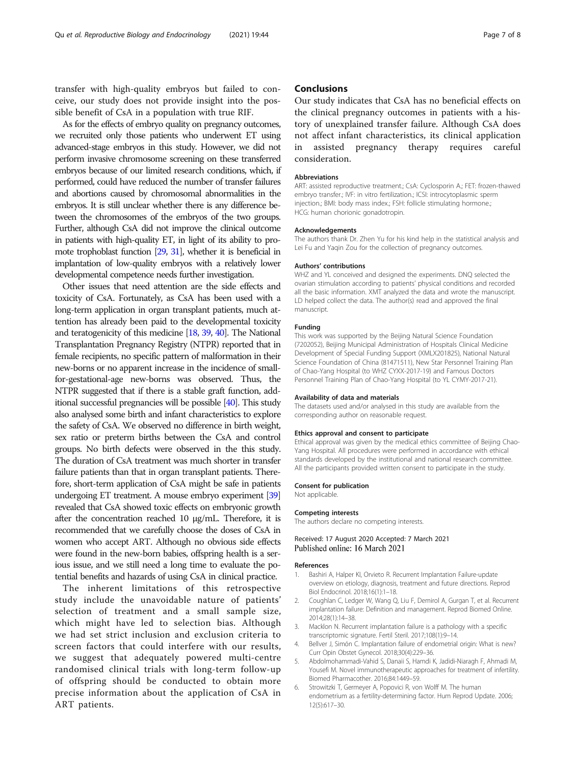transfer with high-quality embryos but failed to conceive, our study does not provide insight into the possible benefit of CsA in a population with true RIF.

As for the effects of embryo quality on pregnancy outcomes, we recruited only those patients who underwent ET using advanced-stage embryos in this study. However, we did not perform invasive chromosome screening on these transferred embryos because of our limited research conditions, which, if performed, could have reduced the number of transfer failures and abortions caused by chromosomal abnormalities in the embryos. It is still unclear whether there is any difference between the chromosomes of the embryos of the two groups. Further, although CsA did not improve the clinical outcome in patients with high-quality ET, in light of its ability to promote trophoblast function [29, 31], whether it is beneficial in implantation of low-quality embryos with a relatively lower developmental competence needs further investigation.

Other issues that need attention are the side effects and toxicity of CsA. Fortunately, as CsA has been used with a long-term application in organ transplant patients, much attention has already been paid to the developmental toxicity and teratogenicity of this medicine [18, 39, 40]. The National Transplantation Pregnancy Registry (NTPR) reported that in female recipients, no specific pattern of malformation in their new-borns or no apparent increase in the incidence of small-for-gestational-age new-borns was observed. Thus, the NTPR suggested that if there is a stable graft function, additional successful pregnancies will be possible [40]. This study also analysed some birth and infant characteristics to explore the safety of CsA. We observed no difference in birth weight, sex ratio or preterm births between the CsA and control groups. No birth defects were observed in the this study. The duration of CsA treatment was much shorter in transfer failure patients than that in organ transplant patients. Therefore, short-term application of CsA might be safe in patients undergoing ET treatment. A mouse embryo experiment [39] revealed that CsA showed toxic effects on embryonic growth after the concentration reached 10 μg/mL. Therefore, it is recommended that we carefully choose the doses of CsA in women who accept ART. Although no obvious side effects were found in the new-born babies, offspring health is a serious issue, and we still need a long time to evaluate the potential benefits and hazards of using CsA in clinical practice.

The inherent limitations of this retrospective study include the unavoidable nature of patients' selection of treatment and a small sample size, which might have led to selection bias. Although we had set strict inclusion and exclusion criteria to screen factors that could interfere with our results, we suggest that adequately powered multi-centre randomised clinical trials with long-term follow-up of offspring should be conducted to obtain more precise information about the application of CsA in ART patients.

## Conclusions

Our study indicates that CsA has no beneficial effects on the clinical pregnancy outcomes in patients with a history of unexplained transfer failure. Although CsA does not affect infant characteristics, its clinical application in assisted pregnancy therapy requires careful consideration.

### Abbreviations

ART: assisted reproductive treatment.; CsA: Cyclosporin A.; FET: frozen-thawed embryo transfer.; IVF: in vitro fertilization.; ICSI: introcytoplasmic sperm injection.; BMI: body mass index.; FSH: follicle stimulating hormone.; HCG: human chorionic gonadotropin.

### Acknowledgements

The authors thank Dr. Zhen Yu for his kind help in the statistical analysis and Lei Fu and Yaqin Zou for the collection of pregnancy outcomes.

### Authors' contributions

WHZ and YL conceived and designed the experiments. DNQ selected the ovarian stimulation according to patients' physical conditions and recorded all the basic information. XMT analyzed the data and wrote the manuscript. LD helped collect the data. The author(s) read and approved the final manuscript.

### Funding

This work was supported by the Beijing Natural Science Foundation (7202052), Beijing Municipal Administration of Hospitals Clinical Medicine Development of Special Funding Support (XMLX201825), National Natural Science Foundation of China (81471511), New Star Personnel Training Plan of Chao-Yang Hospital (to WHZ CYXX-2017-19) and Famous Doctors Personnel Training Plan of Chao-Yang Hospital (to YL CYMY-2017-21).

### Availability of data and materials

The datasets used and/or analysed in this study are available from the corresponding author on reasonable request.

### Ethics approval and consent to participate

Ethical approval was given by the medical ethics committee of Beijing Chao-Yang Hospital. All procedures were performed in accordance with ethical standards developed by the institutional and national research committee. All the participants provided written consent to participate in the study.

### Consent for publication

Not applicable.

### Competing interests

The authors declare no competing interests.

Received: 17 August 2020 Accepted: 7 March 2021
Published online: 16 March 2021

### References

1. Bashiri A, Halper KI, Orvieto R. Recurrent Implantation Failure-update overview on etiology, diagnosis, treatment and future directions. Reprod Biol Endocrinol. 2018;16(1):1–18.
2. Coughlan C, Ledger W, Wang Q, Liu F, Demirol A, Gurgan T, et al. Recurrent implantation failure: Definition and management. Reprod Biomed Online. 2014;28(1):14–38.
3. Macklon N. Recurrent implantation failure is a pathology with a specific transcriptomic signature. Fertil Steril. 2017;108(1):9–14.
4. Bellver J, Simón C. Implantation failure of endometrial origin: What is new? Curr Opin Obstet Gynecol. 2018;30(4):229–36.
5. Abdolmohammadi-Vahid S, Danaii S, Hamdi K, Jadidi-Niaragh F, Ahmadi M, Yousefi M. Novel immunotherapeutic approaches for treatment of infertility. Biomed Pharmacother. 2016;84:1449–59.
6. Strowitzki T, Germeyer A, Popovici R, von Wolff M. The human endometrium as a fertility-determining factor. Hum Reprod Update. 2006; 12(5):617–30.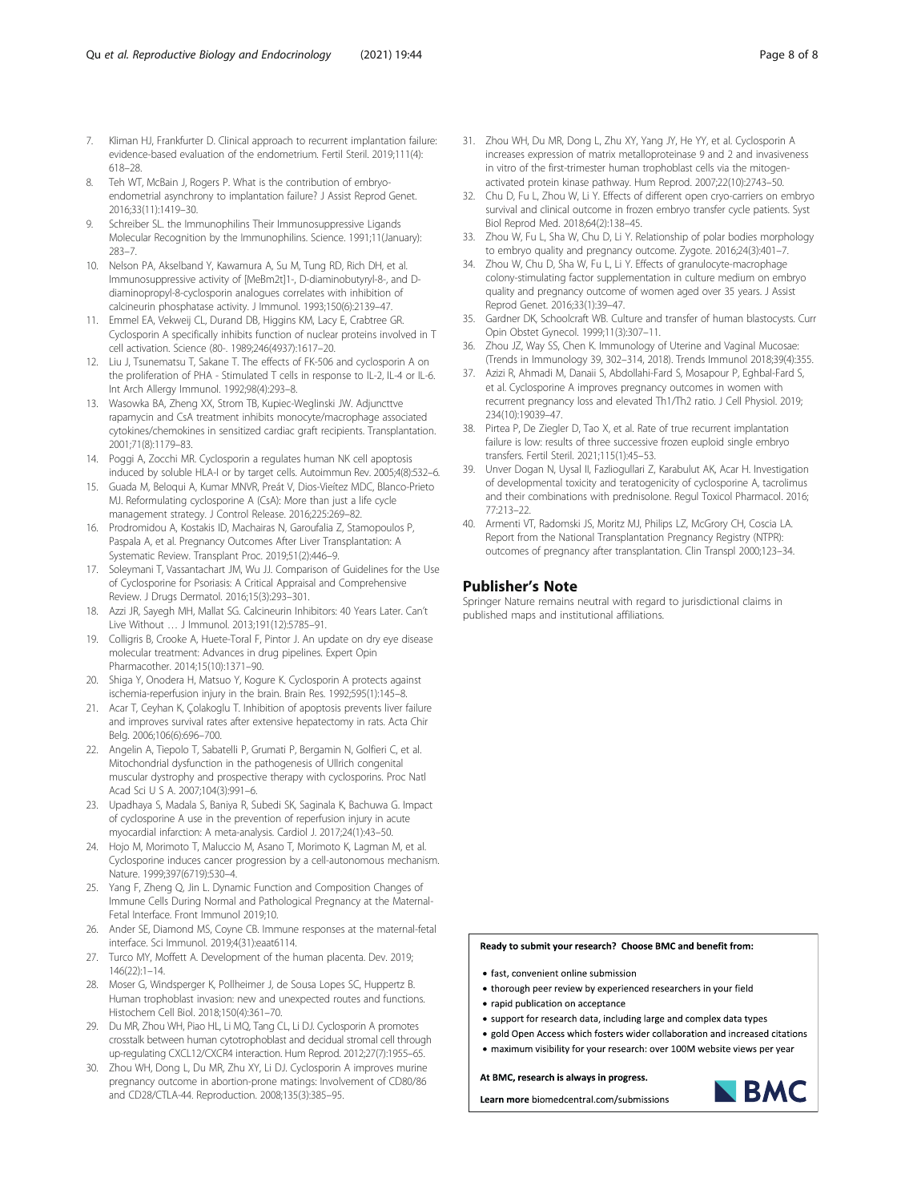7. Kliman HJ, Frankfurter D. Clinical approach to recurrent implantation failure: evidence-based evaluation of the endometrium. Fertil Steril. 2019;111(4): 618–28.
8. Teh WT, McBain J, Rogers P. What is the contribution of embryo-endometrial asynchrony to implantation failure? J Assist Reprod Genet. 2016;33(11):1419–30.
9. Schreiber SL. the Immunophilins Their Immunosuppressive Ligands Molecular Recognition by the Immunophilins. Science. 1991;11(January): 283–7.
10. Nelson PA, Akselband Y, Kawamura A, Su M, Tung RD, Rich DH, et al. Immunosuppressive activity of [MeBm2t]1-, D-diaminobutyryl-8-, and D-diaminopropyl-8-cyclosporin analogues correlates with inhibition of calcineurin phosphatase activity. J Immunol. 1993;150(6):2139–47.
11. Emmel EA, Vekweij CL, Durand DB, Higgins KM, Lacy E, Crabtree GR. Cyclosporin A specifically inhibits function of nuclear proteins involved in T cell activation. Science (80-. 1989;246(4937):1617–20.
12. Liu J, Tsunematsu T, Sakane T. The effects of FK-506 and cyclosporin A on the proliferation of PHA - Stimulated T cells in response to IL-2, IL-4 or IL-6. Int Arch Allergy Immunol. 1992;98(4):293–8.
13. Wasowka BA, Zheng XX, Strom TB, Kupiec-Weglinski JW. Adjuncttve rapamycin and CsA treatment inhibits monocyte/macrophage associated cytokines/chemokines in sensitized cardiac graft recipients. Transplantation. 2001;71(8):1179–83.
14. Poggi A, Zocchi MR. Cyclosporin a regulates human NK cell apoptosis induced by soluble HLA-I or by target cells. Autoimmun Rev. 2005;4(8):532–6.
15. Guada M, Beloqui A, Kumar MNVR, Preát V, Dios-Vieítez MDC, Blanco-Prieto MJ. Reformulating cyclosporine A (CsA): More than just a life cycle management strategy. J Control Release. 2016;225:269–82.
16. Prodromidou A, Kostakis ID, Machairas N, Garoufalia Z, Stamopoulos P, Paspala A, et al. Pregnancy Outcomes After Liver Transplantation: A Systematic Review. Transplant Proc. 2019;51(2):446–9.
17. Soleymani T, Vassantachart JM, Wu JJ. Comparison of Guidelines for the Use of Cyclosporine for Psoriasis: A Critical Appraisal and Comprehensive Review. J Drugs Dermatol. 2016;15(3):293–301.
18. Azzi JR, Sayegh MH, Mallat SG. Calcineurin Inhibitors: 40 Years Later. Can't Live Without … J Immunol. 2013;191(12):5785–91.
19. Colligris B, Crooke A, Huete-Toral F, Pintor J. An update on dry eye disease molecular treatment: Advances in drug pipelines. Expert Opin Pharmacother. 2014;15(10):1371–90.
20. Shiga Y, Onodera H, Matsuo Y, Kogure K. Cyclosporin A protects against ischemia-reperfusion injury in the brain. Brain Res. 1992;595(1):145–8.
21. Acar T, Ceyhan K, Çolakoglu T. Inhibition of apoptosis prevents liver failure and improves survival rates after extensive hepatectomy in rats. Acta Chir Belg. 2006;106(6):696–700.
22. Angelin A, Tiepolo T, Sabatelli P, Grumati P, Bergamin N, Golfieri C, et al. Mitochondrial dysfunction in the pathogenesis of Ullrich congenital muscular dystrophy and prospective therapy with cyclosporins. Proc Natl Acad Sci U S A. 2007;104(3):991–6.
23. Upadhaya S, Madala S, Baniya R, Subedi SK, Saginala K, Bachuwa G. Impact of cyclosporine A use in the prevention of reperfusion injury in acute myocardial infarction: A meta-analysis. Cardiol J. 2017;24(1):43–50.
24. Hojo M, Morimoto T, Maluccio M, Asano T, Morimoto K, Lagman M, et al. Cyclosporine induces cancer progression by a cell-autonomous mechanism. Nature. 1999;397(6719):530–4.
25. Yang F, Zheng Q, Jin L. Dynamic Function and Composition Changes of Immune Cells During Normal and Pathological Pregnancy at the Maternal-Fetal Interface. Front Immunol 2019;10.
26. Ander SE, Diamond MS, Coyne CB. Immune responses at the maternal-fetal interface. Sci Immunol. 2019;4(31):eaat6114.
27. Turco MY, Moffett A. Development of the human placenta. Dev. 2019; 146(22):1–14.
28. Moser G, Windsperger K, Pollheimer J, de Sousa Lopes SC, Huppertz B. Human trophoblast invasion: new and unexpected routes and functions. Histochem Cell Biol. 2018;150(4):361–70.
29. Du MR, Zhou WH, Piao HL, Li MQ, Tang CL, Li DJ. Cyclosporin A promotes crosstalk between human cytotrophoblast and decidual stromal cell through up-regulating CXCL12/CXCR4 interaction. Hum Reprod. 2012;27(7):1955–65.
30. Zhou WH, Dong L, Du MR, Zhu XY, Li DJ. Cyclosporin A improves murine pregnancy outcome in abortion-prone matings: Involvement of CD80/86 and CD28/CTLA-44. Reproduction. 2008;135(3):385–95.
31. Zhou WH, Du MR, Dong L, Zhu XY, Yang JY, He YY, et al. Cyclosporin A increases expression of matrix metalloproteinase 9 and 2 and invasiveness in vitro of the first-trimester human trophoblast cells via the mitogen-activated protein kinase pathway. Hum Reprod. 2007;22(10):2743–50.
32. Chu D, Fu L, Zhou W, Li Y. Effects of different open cryo-carriers on embryo survival and clinical outcome in frozen embryo transfer cycle patients. Syst Biol Reprod Med. 2018;64(2):138–45.
33. Zhou W, Fu L, Sha W, Chu D, Li Y. Relationship of polar bodies morphology to embryo quality and pregnancy outcome. Zygote. 2016;24(3):401–7.
34. Zhou W, Chu D, Sha W, Fu L, Li Y. Effects of granulocyte-macrophage colony-stimulating factor supplementation in culture medium on embryo quality and pregnancy outcome of women aged over 35 years. J Assist Reprod Genet. 2016;33(1):39–47.
35. Gardner DK, Schoolcraft WB. Culture and transfer of human blastocysts. Curr Opin Obstet Gynecol. 1999;11(3):307–11.
36. Zhou JZ, Way SS, Chen K. Immunology of Uterine and Vaginal Mucosae: (Trends in Immunology 39, 302–314, 2018). Trends Immunol 2018;39(4):355.
37. Azizi R, Ahmadi M, Danaii S, Abdollahi-Fard S, Mosapour P, Eghbal-Fard S, et al. Cyclosporine A improves pregnancy outcomes in women with recurrent pregnancy loss and elevated Th1/Th2 ratio. J Cell Physiol. 2019; 234(10):19039–47.
38. Pirtea P, De Ziegler D, Tao X, et al. Rate of true recurrent implantation failure is low: results of three successive frozen euploid single embryo transfers. Fertil Steril. 2021;115(1):45–53.
39. Unver Dogan N, Uysal II, Fazliogullari Z, Karabulut AK, Acar H. Investigation of developmental toxicity and teratogenicity of cyclosporine A, tacrolimus and their combinations with prednisolone. Regul Toxicol Pharmacol. 2016; 77:213–22.
40. Armenti VT, Radomski JS, Moritz MJ, Philips LZ, McGrory CH, Coscia LA. Report from the National Transplantation Pregnancy Registry (NTPR): outcomes of pregnancy after transplantation. Clin Transpl 2000;123–34.

## Publisher's Note

Springer Nature remains neutral with regard to jurisdictional claims in published maps and institutional affiliations.

**Ready to submit your research? Choose BMC and benefit from:**

- fast, convenient online submission
- thorough peer review by experienced researchers in your field
- rapid publication on acceptance
- support for research data, including large and complex data types
- gold Open Access which fosters wider collaboration and increased citations
- maximum visibility for your research: over 100M website views per year

**At BMC, research is always in progress.**

**Learn more** biomedcentral.com/submissions

BMC